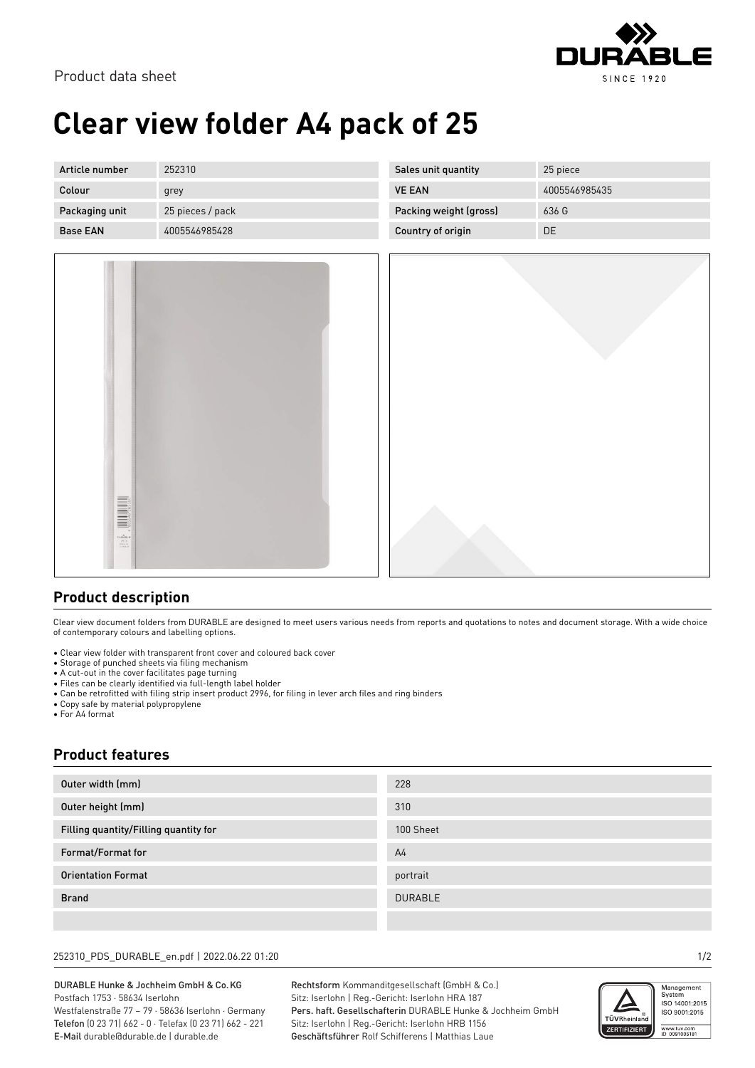Product data sheet

# Clear view folder A4 pack of 25

| Article number | 252310 | Sales unit quantity | 25 piece |
|---|---|---|---|
| Colour | grey | VE EAN | 4005546985435 |
| Packaging unit | 25 pieces / pack | Packing weight (gross) | 636 G |
| Base EAN | 4005546985428 | Country of origin | DE |

## Product description

Clear view document folders from DURABLE are designed to meet users various needs from reports and quotations to notes and document storage. With a wide choice of contemporary colours and labelling options.

- Clear view folder with transparent front cover and coloured back cover
- Storage of punched sheets via filing mechanism
- A cut-out in the cover facilitates page turning
- Files can be clearly identified via full-length label holder
- Can be retrofitted with filing strip insert product 2996, for filing in lever arch files and ring binders
- Copy safe by material polypropylene
- For A4 format

## Product features

| Outer width (mm) | 228 |
|---|---|
| Outer height (mm) | 310 |
| Filling quantity/Filling quantity for | 100 Sheet |
| Format/Format for | A4 |
| Orientation Format | portrait |
| Brand | DURABLE |
| | |

252310_PDS_DURABLE_en.pdf | 2022.06.22 01:20

DURABLE Hunke & Jochheim GmbH & Co. KG
Postfach 1753 · 58634 Iserlohn
Westfalenstraße 77 – 79 · 58636 Iserlohn · Germany
**Telefon** (0 23 71) 662 - 0 · Telefax (0 23 71) 662 - 221
**E-Mail** durable@durable.de | durable.de

**Rechtsform** Kommanditgesellschaft (GmbH & Co.)
Sitz: Iserlohn | Reg.-Gericht: Iserlohn HRA 187
**Pers. haft. Gesellschafterin** DURABLE Hunke & Jochheim GmbH
Sitz: Iserlohn | Reg.-Gericht: Iserlohn HRB 1156
**Geschäftsführer** Rolf Schifferens | Matthias Laue

Management System ISO 14001:2015 ISO 9001:2015
www.tuv.com ID 0091006181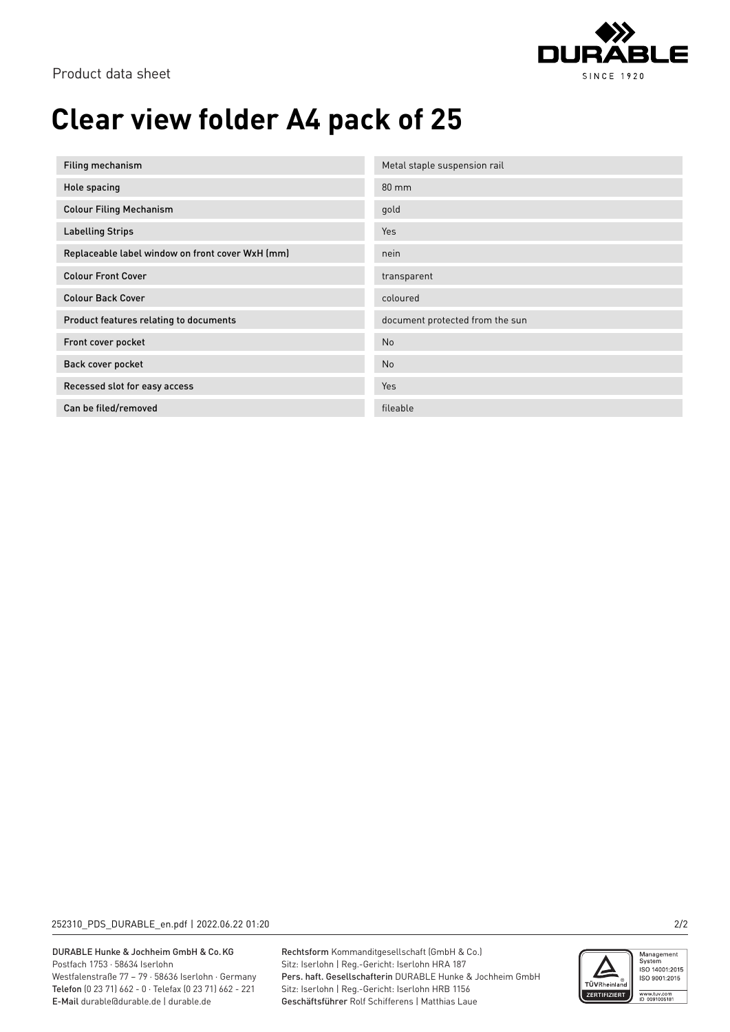# Clear view folder A4 pack of 25

| | |
|---|---|
| Filing mechanism | Metal staple suspension rail |
| Hole spacing | 80 mm |
| Colour Filing Mechanism | gold |
| Labelling Strips | Yes |
| Replaceable label window on front cover WxH (mm) | nein |
| Colour Front Cover | transparent |
| Colour Back Cover | coloured |
| Product features relating to documents | document protected from the sun |
| Front cover pocket | No |
| Back cover pocket | No |
| Recessed slot for easy access | Yes |
| Can be filed/removed | fileable |

DURABLE Hunke & Jochheim GmbH & Co. KG
Postfach 1753 · 58634 Iserlohn
Westfalenstraße 77 – 79 · 58636 Iserlohn · Germany
Telefon (0 23 71) 662 - 0 · Telefax (0 23 71) 662 - 221
E-Mail durable@durable.de | durable.de

Rechtsform Kommanditgesellschaft (GmbH & Co.)
Sitz: Iserlohn | Reg.-Gericht: Iserlohn HRA 187
Pers. haft. Gesellschafterin DURABLE Hunke & Jochheim GmbH
Sitz: Iserlohn | Reg.-Gericht: Iserlohn HRB 1156
Geschäftsführer Rolf Schifferens | Matthias Laue